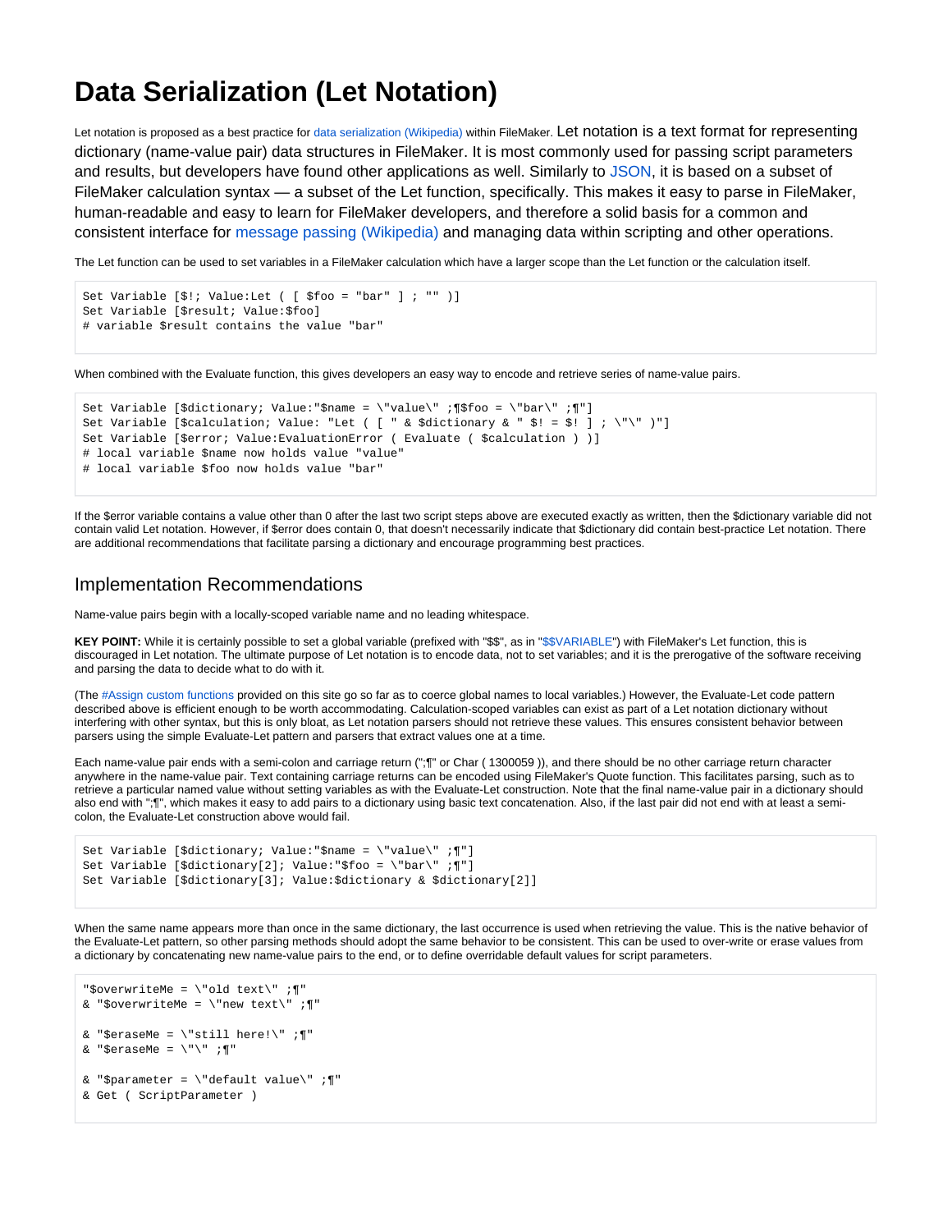# Data Serialization (Let Notation)

Let notation is proposed as a best practice for data serialization (Wikipedia) within FileMaker. Let notation is a text format for representing dictionary (name-value pair) data structures in FileMaker. It is most commonly used for passing script parameters and results, but developers have found other applications as well. Similarly to JSON, it is based on a subset of FileMaker calculation syntax — a subset of the Let function, specifically. This makes it easy to parse in FileMaker, human-readable and easy to learn for FileMaker developers, and therefore a solid basis for a common and consistent interface for message passing (Wikipedia) and managing data within scripting and other operations.

The Let function can be used to set variables in a FileMaker calculation which have a larger scope than the Let function or the calculation itself.

```
Set Variable [$!; Value:Let ( [ $foo = "bar" ] ; "" )]
Set Variable [$result; Value:$foo]
# variable $result contains the value "bar"
```

When combined with the Evaluate function, this gives developers an easy way to encode and retrieve series of name-value pairs.

```
Set Variable [$dictionary; Value:"$name = \"value\" ;¶$foo = \"bar\" ;¶"]
Set Variable [$calculation; Value: "Let ( [ " & $dictionary & " $! = $! ] ; \"\" )"]
Set Variable [$error; Value:EvaluationError ( Evaluate ( $calculation ) )]
# local variable $name now holds value "value"
# local variable $foo now holds value "bar"
```

If the $error variable contains a value other than 0 after the last two script steps above are executed exactly as written, then the $dictionary variable did not contain valid Let notation. However, if $error does contain 0, that doesn't necessarily indicate that $dictionary did contain best-practice Let notation. There are additional recommendations that facilitate parsing a dictionary and encourage programming best practices.

## Implementation Recommendations

Name-value pairs begin with a locally-scoped variable name and no leading whitespace.

**KEY POINT:** While it is certainly possible to set a global variable (prefixed with "$$", as in "$$VARIABLE") with FileMaker's Let function, this is discouraged in Let notation. The ultimate purpose of Let notation is to encode data, not to set variables; and it is the prerogative of the software receiving and parsing the data to decide what to do with it.

(The #Assign custom functions provided on this site go so far as to coerce global names to local variables.) However, the Evaluate-Let code pattern described above is efficient enough to be worth accommodating. Calculation-scoped variables can exist as part of a Let notation dictionary without interfering with other syntax, but this is only bloat, as Let notation parsers should not retrieve these values. This ensures consistent behavior between parsers using the simple Evaluate-Let pattern and parsers that extract values one at a time.

Each name-value pair ends with a semi-colon and carriage return (";¶" or Char ( 1300059 )), and there should be no other carriage return character anywhere in the name-value pair. Text containing carriage returns can be encoded using FileMaker's Quote function. This facilitates parsing, such as to retrieve a particular named value without setting variables as with the Evaluate-Let construction. Note that the final name-value pair in a dictionary should also end with ";¶", which makes it easy to add pairs to a dictionary using basic text concatenation. Also, if the last pair did not end with at least a semi-colon, the Evaluate-Let construction above would fail.

```
Set Variable [$dictionary; Value:"$name = \"value\" ;¶"]
Set Variable [$dictionary[2]; Value:"$foo = \"bar\" ;¶"]
Set Variable [$dictionary[3]; Value:$dictionary & $dictionary[2]]
```

When the same name appears more than once in the same dictionary, the last occurrence is used when retrieving the value. This is the native behavior of the Evaluate-Let pattern, so other parsing methods should adopt the same behavior to be consistent. This can be used to over-write or erase values from a dictionary by concatenating new name-value pairs to the end, or to define overridable default values for script parameters.

```
"$overwriteMe = \"old text\" ;¶"
& "$overwriteMe = \"new text\" ;¶"

& "$eraseMe = \"still here!\" ;¶"
& "$eraseMe = \"\" ;¶"

& "$parameter = \"default value\" ;¶"
& Get ( ScriptParameter )
```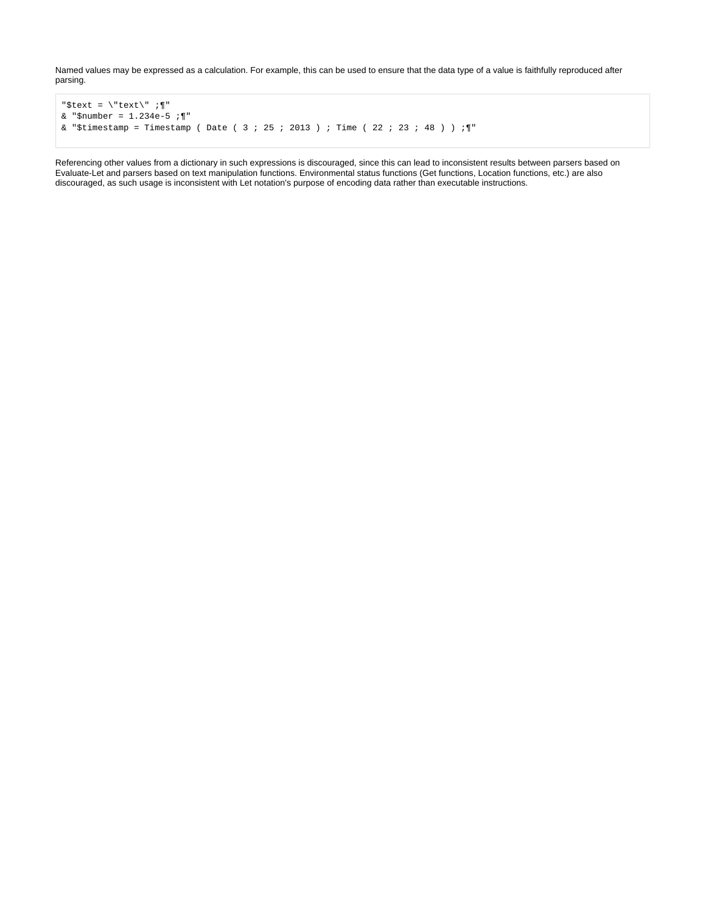Named values may be expressed as a calculation. For example, this can be used to ensure that the data type of a value is faithfully reproduced after parsing.

```
"$text = \"text\" ;¶"
& "$number = 1.234e-5 ;¶"
& "$timestamp = Timestamp ( Date ( 3 ; 25 ; 2013 ) ; Time ( 22 ; 23 ; 48 ) ) ;¶"
```

Referencing other values from a dictionary in such expressions is discouraged, since this can lead to inconsistent results between parsers based on Evaluate-Let and parsers based on text manipulation functions. Environmental status functions (Get functions, Location functions, etc.) are also discouraged, as such usage is inconsistent with Let notation's purpose of encoding data rather than executable instructions.